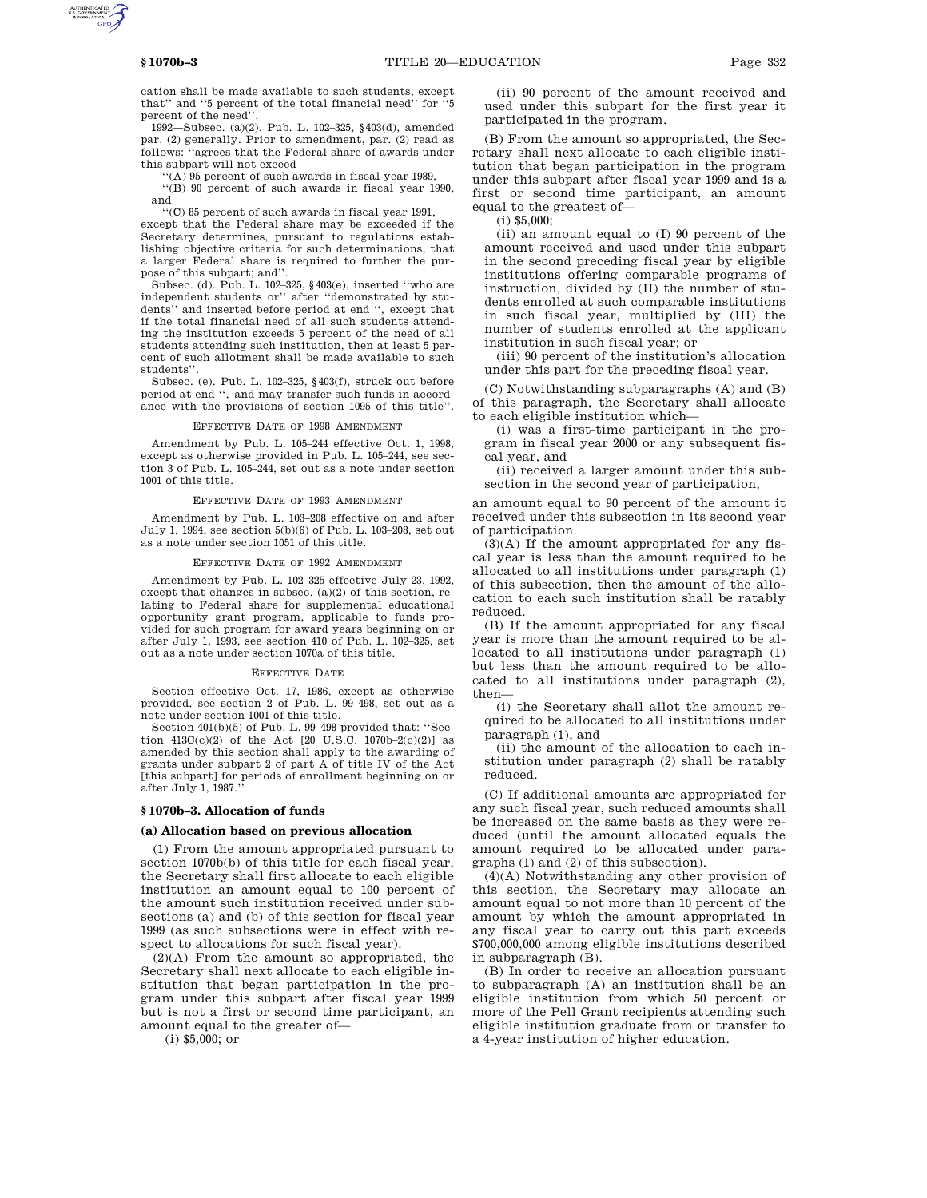cation shall be made available to such students, except that'' and ''5 percent of the total financial need'' for ''5 percent of the need''.

1992—Subsec. (a)(2). Pub. L. 102–325, §403(d), amended par. (2) generally. Prior to amendment, par. (2) read as follows: ''agrees that the Federal share of awards under this subpart will not exceed—

''(A) 95 percent of such awards in fiscal year 1989,

''(B) 90 percent of such awards in fiscal year 1990, and

''(C) 85 percent of such awards in fiscal year 1991,

except that the Federal share may be exceeded if the Secretary determines, pursuant to regulations establishing objective criteria for such determinations, that a larger Federal share is required to further the purpose of this subpart; and''.

Subsec. (d). Pub. L. 102–325, §403(e), inserted ''who are independent students or'' after ''demonstrated by students'' and inserted before period at end '', except that if the total financial need of all such students attending the institution exceeds 5 percent of the need of all students attending such institution, then at least 5 percent of such allotment shall be made available to such students''.

Subsec. (e). Pub. L. 102–325, §403(f), struck out before period at end '', and may transfer such funds in accordance with the provisions of section 1095 of this title''.

EFFECTIVE DATE OF 1998 AMENDMENT

Amendment by Pub. L. 105–244 effective Oct. 1, 1998, except as otherwise provided in Pub. L. 105–244, see section 3 of Pub. L. 105–244, set out as a note under section 1001 of this title.

EFFECTIVE DATE OF 1993 AMENDMENT

Amendment by Pub. L. 103–208 effective on and after July 1, 1994, see section 5(b)(6) of Pub. L. 103–208, set out as a note under section 1051 of this title.

EFFECTIVE DATE OF 1992 AMENDMENT

Amendment by Pub. L. 102–325 effective July 23, 1992, except that changes in subsec. (a)(2) of this section, relating to Federal share for supplemental educational opportunity grant program, applicable to funds provided for such program for award years beginning on or after July 1, 1993, see section 410 of Pub. L. 102–325, set out as a note under section 1070a of this title.

EFFECTIVE DATE

Section effective Oct. 17, 1986, except as otherwise provided, see section 2 of Pub. L. 99–498, set out as a note under section 1001 of this title.

Section 401(b)(5) of Pub. L. 99–498 provided that: ''Section 413C(c)(2) of the Act [20 U.S.C. 1070b–2(c)(2)] as amended by this section shall apply to the awarding of grants under subpart 2 of part A of title IV of the Act [this subpart] for periods of enrollment beginning on or after July 1, 1987.''

### §1070b–3. Allocation of funds

**(a) Allocation based on previous allocation**

(1) From the amount appropriated pursuant to section 1070b(b) of this title for each fiscal year, the Secretary shall first allocate to each eligible institution an amount equal to 100 percent of the amount such institution received under subsections (a) and (b) of this section for fiscal year 1999 (as such subsections were in effect with respect to allocations for such fiscal year).

(2)(A) From the amount so appropriated, the Secretary shall next allocate to each eligible institution that began participation in the program under this subpart after fiscal year 1999 but is not a first or second time participant, an amount equal to the greater of—

(i) $5,000; or

(ii) 90 percent of the amount received and used under this subpart for the first year it participated in the program.

(B) From the amount so appropriated, the Secretary shall next allocate to each eligible institution that began participation in the program under this subpart after fiscal year 1999 and is a first or second time participant, an amount equal to the greatest of—

(i) $5,000;

(ii) an amount equal to (I) 90 percent of the amount received and used under this subpart in the second preceding fiscal year by eligible institutions offering comparable programs of instruction, divided by (II) the number of students enrolled at such comparable institutions in such fiscal year, multiplied by (III) the number of students enrolled at the applicant institution in such fiscal year; or

(iii) 90 percent of the institution's allocation under this part for the preceding fiscal year.

(C) Notwithstanding subparagraphs (A) and (B) of this paragraph, the Secretary shall allocate to each eligible institution which—

(i) was a first-time participant in the program in fiscal year 2000 or any subsequent fiscal year, and

(ii) received a larger amount under this subsection in the second year of participation,

an amount equal to 90 percent of the amount it received under this subsection in its second year of participation.

(3)(A) If the amount appropriated for any fiscal year is less than the amount required to be allocated to all institutions under paragraph (1) of this subsection, then the amount of the allocation to each such institution shall be ratably reduced.

(B) If the amount appropriated for any fiscal year is more than the amount required to be allocated to all institutions under paragraph (1) but less than the amount required to be allocated to all institutions under paragraph (2), then—

(i) the Secretary shall allot the amount required to be allocated to all institutions under paragraph (1), and

(ii) the amount of the allocation to each institution under paragraph (2) shall be ratably reduced.

(C) If additional amounts are appropriated for any such fiscal year, such reduced amounts shall be increased on the same basis as they were reduced (until the amount allocated equals the amount required to be allocated under paragraphs (1) and (2) of this subsection).

(4)(A) Notwithstanding any other provision of this section, the Secretary may allocate an amount equal to not more than 10 percent of the amount by which the amount appropriated in any fiscal year to carry out this part exceeds $700,000,000 among eligible institutions described in subparagraph (B).

(B) In order to receive an allocation pursuant to subparagraph (A) an institution shall be an eligible institution from which 50 percent or more of the Pell Grant recipients attending such eligible institution graduate from or transfer to a 4-year institution of higher education.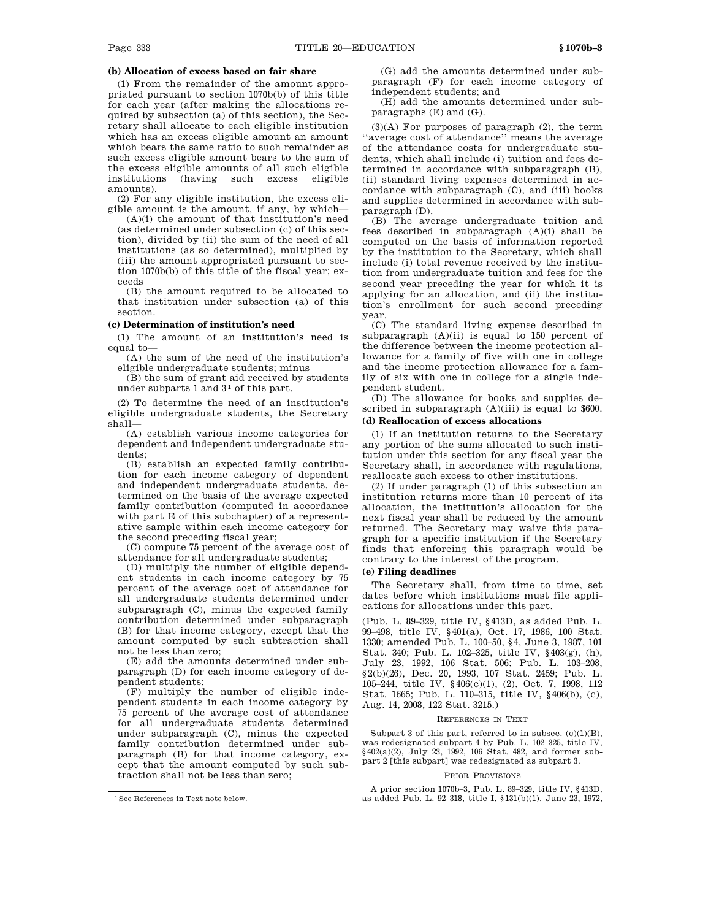**(b) Allocation of excess based on fair share**

(1) From the remainder of the amount appropriated pursuant to section 1070b(b) of this title for each year (after making the allocations required by subsection (a) of this section), the Secretary shall allocate to each eligible institution which has an excess eligible amount an amount which bears the same ratio to such remainder as such excess eligible amount bears to the sum of the excess eligible amounts of all such eligible institutions (having such excess eligible amounts).

(2) For any eligible institution, the excess eligible amount is the amount, if any, by which—

(A)(i) the amount of that institution's need (as determined under subsection (c) of this section), divided by (ii) the sum of the need of all institutions (as so determined), multiplied by (iii) the amount appropriated pursuant to section 1070b(b) of this title of the fiscal year; exceeds

(B) the amount required to be allocated to that institution under subsection (a) of this section.

**(c) Determination of institution's need**

(1) The amount of an institution's need is equal to—

(A) the sum of the need of the institution's eligible undergraduate students; minus

(B) the sum of grant aid received by students under subparts 1 and 3[1] of this part.

(2) To determine the need of an institution's eligible undergraduate students, the Secretary shall—

(A) establish various income categories for dependent and independent undergraduate students;

(B) establish an expected family contribution for each income category of dependent and independent undergraduate students, determined on the basis of the average expected family contribution (computed in accordance with part E of this subchapter) of a representative sample within each income category for the second preceding fiscal year;

(C) compute 75 percent of the average cost of attendance for all undergraduate students;

(D) multiply the number of eligible dependent students in each income category by 75 percent of the average cost of attendance for all undergraduate students determined under subparagraph (C), minus the expected family contribution determined under subparagraph (B) for that income category, except that the amount computed by such subtraction shall not be less than zero;

(E) add the amounts determined under subparagraph (D) for each income category of dependent students;

(F) multiply the number of eligible independent students in each income category by 75 percent of the average cost of attendance for all undergraduate students determined under subparagraph (C), minus the expected family contribution determined under subparagraph (B) for that income category, except that the amount computed by such subtraction shall not be less than zero;

(G) add the amounts determined under subparagraph (F) for each income category of independent students; and

(H) add the amounts determined under subparagraphs (E) and (G).

(3)(A) For purposes of paragraph (2), the term "average cost of attendance" means the average of the attendance costs for undergraduate students, which shall include (i) tuition and fees determined in accordance with subparagraph (B), (ii) standard living expenses determined in accordance with subparagraph (C), and (iii) books and supplies determined in accordance with subparagraph (D).

(B) The average undergraduate tuition and fees described in subparagraph (A)(i) shall be computed on the basis of information reported by the institution to the Secretary, which shall include (i) total revenue received by the institution from undergraduate tuition and fees for the second year preceding the year for which it is applying for an allocation, and (ii) the institution's enrollment for such second preceding year.

(C) The standard living expense described in subparagraph (A)(ii) is equal to 150 percent of the difference between the income protection allowance for a family of five with one in college and the income protection allowance for a family of six with one in college for a single independent student.

(D) The allowance for books and supplies described in subparagraph (A)(iii) is equal to $600.

**(d) Reallocation of excess allocations**

(1) If an institution returns to the Secretary any portion of the sums allocated to such institution under this section for any fiscal year the Secretary shall, in accordance with regulations, reallocate such excess to other institutions.

(2) If under paragraph (1) of this subsection an institution returns more than 10 percent of its allocation, the institution's allocation for the next fiscal year shall be reduced by the amount returned. The Secretary may waive this paragraph for a specific institution if the Secretary finds that enforcing this paragraph would be contrary to the interest of the program.

**(e) Filing deadlines**

The Secretary shall, from time to time, set dates before which institutions must file applications for allocations under this part.

(Pub. L. 89–329, title IV, §413D, as added Pub. L. 99–498, title IV, §401(a), Oct. 17, 1986, 100 Stat. 1330; amended Pub. L. 100–50, §4, June 3, 1987, 101 Stat. 340; Pub. L. 102–325, title IV, §403(g), (h), July 23, 1992, 106 Stat. 506; Pub. L. 103–208, §2(b)(26), Dec. 20, 1993, 107 Stat. 2459; Pub. L. 105–244, title IV, §406(c)(1), (2), Oct. 7, 1998, 112 Stat. 1665; Pub. L. 110–315, title IV, §406(b), (c), Aug. 14, 2008, 122 Stat. 3215.)

REFERENCES IN TEXT

Subpart 3 of this part, referred to in subsec. (c)(1)(B), was redesignated subpart 4 by Pub. L. 102–325, title IV, §402(a)(2), July 23, 1992, 106 Stat. 482, and former subpart 2 [this subpart] was redesignated as subpart 3.

PRIOR PROVISIONS

A prior section 1070b–3, Pub. L. 89–329, title IV, §413D, as added Pub. L. 92–318, title I, §131(b)(1), June 23, 1972,

[1] See References in Text note below.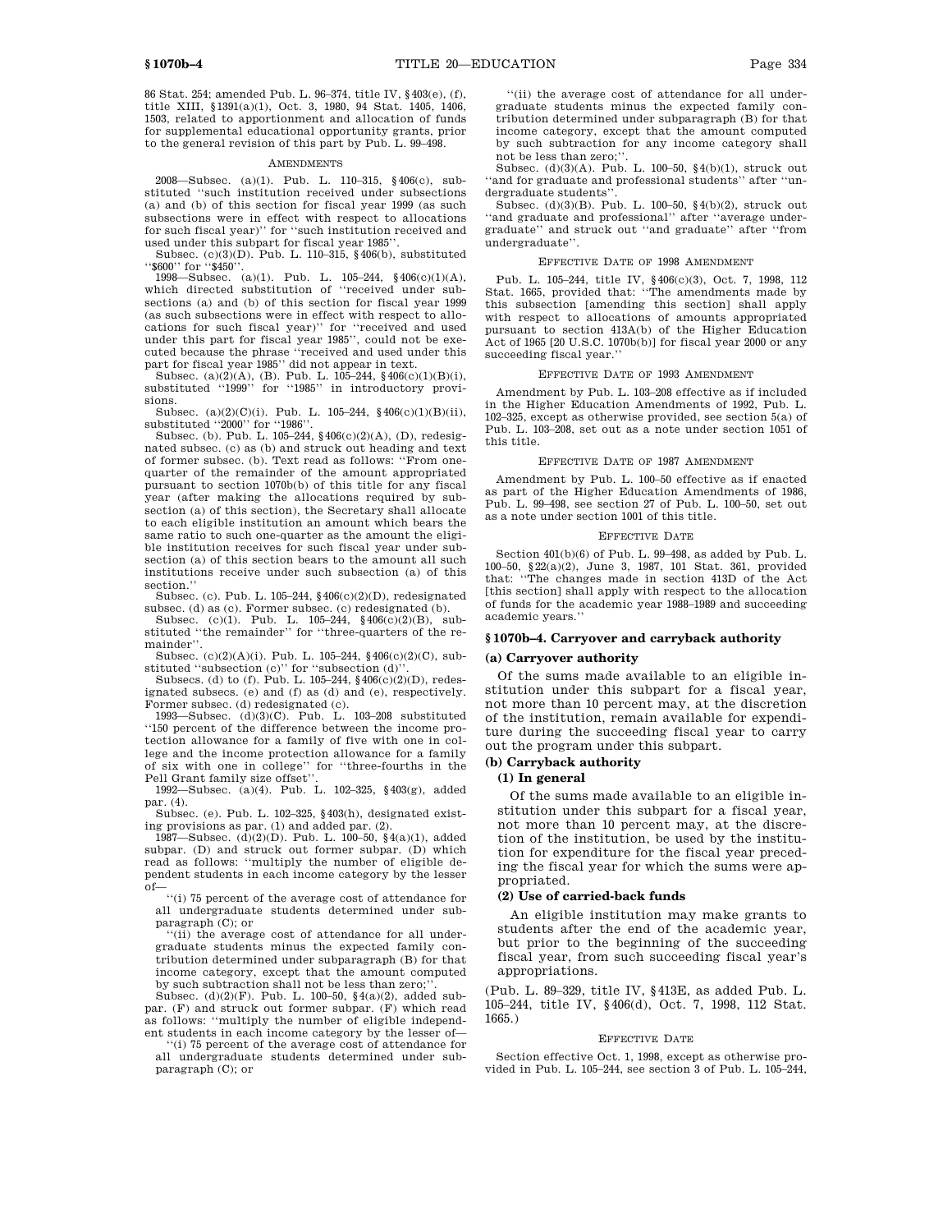86 Stat. 254; amended Pub. L. 96–374, title IV, §403(e), (f), title XIII, §1391(a)(1), Oct. 3, 1980, 94 Stat. 1405, 1406, 1503, related to apportionment and allocation of funds for supplemental educational opportunity grants, prior to the general revision of this part by Pub. L. 99–498.

AMENDMENTS

2008—Subsec. (a)(1). Pub. L. 110–315, §406(c), substituted ''such institution received under subsections (a) and (b) of this section for fiscal year 1999 (as such subsections were in effect with respect to allocations for such fiscal year)'' for ''such institution received and used under this subpart for fiscal year 1985''.

Subsec. (c)(3)(D). Pub. L. 110–315, §406(b), substituted ''$600'' for ''$450''.

1998—Subsec. (a)(1). Pub. L. 105–244, §406(c)(1)(A), which directed substitution of ''received under subsections (a) and (b) of this section for fiscal year 1999 (as such subsections were in effect with respect to allocations for such fiscal year)'' for ''received and used under this part for fiscal year 1985'', could not be executed because the phrase ''received and used under this part for fiscal year 1985'' did not appear in text.

Subsec. (a)(2)(A), (B). Pub. L. 105–244, §406(c)(1)(B)(i), substituted ''1999'' for ''1985'' in introductory provisions.

Subsec. (a)(2)(C)(i). Pub. L. 105–244, §406(c)(1)(B)(ii), substituted ''2000'' for ''1986''.

Subsec. (b). Pub. L. 105–244, §406(c)(2)(A), (D), redesignated subsec. (c) as (b) and struck out heading and text of former subsec. (b). Text read as follows: ''From one-quarter of the remainder of the amount appropriated pursuant to section 1070b(b) of this title for any fiscal year (after making the allocations required by subsection (a) of this section), the Secretary shall allocate to each eligible institution an amount which bears the same ratio to such one-quarter as the amount the eligible institution receives for such fiscal year under subsection (a) of this section bears to the amount all such institutions receive under such subsection (a) of this section.''

Subsec. (c). Pub. L. 105–244, §406(c)(2)(D), redesignated subsec. (d) as (c). Former subsec. (c) redesignated (b).

Subsec. (c)(1). Pub. L. 105–244, §406(c)(2)(B), substituted ''the remainder'' for ''three-quarters of the remainder''.

Subsec. (c)(2)(A)(i). Pub. L. 105–244, §406(c)(2)(C), substituted ''subsection (c)'' for ''subsection (d)''.

Subsecs. (d) to (f). Pub. L. 105–244, §406(c)(2)(D), redesignated subsecs. (e) and (f) as (d) and (e), respectively. Former subsec. (d) redesignated (c).

1993—Subsec. (d)(3)(C). Pub. L. 103–208 substituted ''150 percent of the difference between the income protection allowance for a family of five with one in college and the income protection allowance for a family of six with one in college'' for ''three-fourths in the Pell Grant family size offset''.

1992—Subsec. (a)(4). Pub. L. 102–325, §403(g), added par. (4).

Subsec. (e). Pub. L. 102–325, §403(h), designated existing provisions as par. (1) and added par. (2).

1987—Subsec. (d)(2)(D). Pub. L. 100–50, §4(a)(1), added subpar. (D) and struck out former subpar. (D) which read as follows: ''multiply the number of eligible dependent students in each income category by the lesser of—

''(i) 75 percent of the average cost of attendance for all undergraduate students determined under subparagraph (C); or

''(ii) the average cost of attendance for all undergraduate students minus the expected family contribution determined under subparagraph (B) for that income category, except that the amount computed by such subtraction shall not be less than zero;''.

Subsec. (d)(2)(F). Pub. L. 100–50, §4(a)(2), added subpar. (F) and struck out former subpar. (F) which read as follows: ''multiply the number of eligible independent students in each income category by the lesser of—

''(i) 75 percent of the average cost of attendance for all undergraduate students determined under subparagraph (C); or

''(ii) the average cost of attendance for all undergraduate students minus the expected family contribution determined under subparagraph (B) for that income category, except that the amount computed by such subtraction for any income category shall not be less than zero;''.

Subsec. (d)(3)(A). Pub. L. 100–50, §4(b)(1), struck out ''and for graduate and professional students'' after ''undergraduate students''.

Subsec. (d)(3)(B). Pub. L. 100–50, §4(b)(2), struck out ''and graduate and professional'' after ''average undergraduate'' and struck out ''and graduate'' after ''from undergraduate''.

EFFECTIVE DATE OF 1998 AMENDMENT

Pub. L. 105–244, title IV, §406(c)(3), Oct. 7, 1998, 112 Stat. 1665, provided that: ''The amendments made by this subsection [amending this section] shall apply with respect to allocations of amounts appropriated pursuant to section 413A(b) of the Higher Education Act of 1965 [20 U.S.C. 1070b(b)] for fiscal year 2000 or any succeeding fiscal year.''

EFFECTIVE DATE OF 1993 AMENDMENT

Amendment by Pub. L. 103–208 effective as if included in the Higher Education Amendments of 1992, Pub. L. 102–325, except as otherwise provided, see section 5(a) of Pub. L. 103–208, set out as a note under section 1051 of this title.

EFFECTIVE DATE OF 1987 AMENDMENT

Amendment by Pub. L. 100–50 effective as if enacted as part of the Higher Education Amendments of 1986, Pub. L. 99–498, see section 27 of Pub. L. 100–50, set out as a note under section 1001 of this title.

EFFECTIVE DATE

Section 401(b)(6) of Pub. L. 99–498, as added by Pub. L. 100–50, §22(a)(2), June 3, 1987, 101 Stat. 361, provided that: ''The changes made in section 413D of the Act [this section] shall apply with respect to the allocation of funds for the academic year 1988–1989 and succeeding academic years.''

## §1070b–4. Carryover and carryback authority

### (a) Carryover authority

Of the sums made available to an eligible institution under this subpart for a fiscal year, not more than 10 percent may, at the discretion of the institution, remain available for expenditure during the succeeding fiscal year to carry out the program under this subpart.

### (b) Carryback authority

#### (1) In general

Of the sums made available to an eligible institution under this subpart for a fiscal year, not more than 10 percent may, at the discretion of the institution, be used by the institution for expenditure for the fiscal year preceding the fiscal year for which the sums were appropriated.

#### (2) Use of carried-back funds

An eligible institution may make grants to students after the end of the academic year, but prior to the beginning of the succeeding fiscal year, from such succeeding fiscal year's appropriations.

(Pub. L. 89–329, title IV, §413E, as added Pub. L. 105–244, title IV, §406(d), Oct. 7, 1998, 112 Stat. 1665.)

EFFECTIVE DATE

Section effective Oct. 1, 1998, except as otherwise provided in Pub. L. 105–244, see section 3 of Pub. L. 105–244,